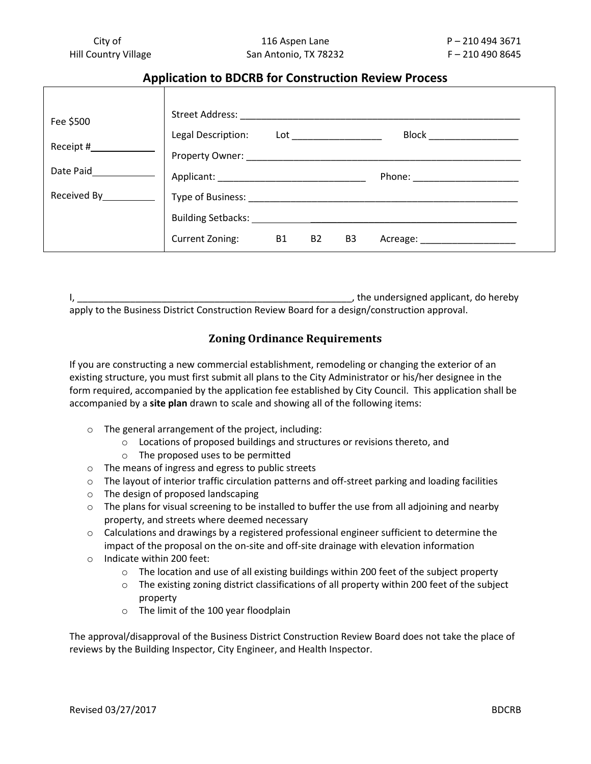City of Hill Country Village | 116 Aspen Lane, San Antonio, TX 78232 | P – 210 494 3671 | F – 210 490 8645

## Application to BDCRB for Construction Review Process

| | |
|---|---|
| Fee $500<br><br>Receipt #____________<br><br>Date Paid____________<br><br>Received By__________ | Street Address: ______________________________________________________<br><br>Legal Description: Lot _________________ Block _________________<br><br>Property Owner: ______________________________________________________<br><br>Applicant: ____________________________ Phone: ____________________<br><br>Type of Business: ____________________________________________________<br><br>Building Setbacks: ___________________________________________________<br><br>Current Zoning: B1 B2 B3 Acreage: __________________ |

I, ______________________________________________________, the undersigned applicant, do hereby apply to the Business District Construction Review Board for a design/construction approval.

## Zoning Ordinance Requirements

If you are constructing a new commercial establishment, remodeling or changing the exterior of an existing structure, you must first submit all plans to the City Administrator or his/her designee in the form required, accompanied by the application fee established by City Council. This application shall be accompanied by a **site plan** drawn to scale and showing all of the following items:

- The general arrangement of the project, including:
  - Locations of proposed buildings and structures or revisions thereto, and
  - The proposed uses to be permitted
- The means of ingress and egress to public streets
- The layout of interior traffic circulation patterns and off-street parking and loading facilities
- The design of proposed landscaping
- The plans for visual screening to be installed to buffer the use from all adjoining and nearby property, and streets where deemed necessary
- Calculations and drawings by a registered professional engineer sufficient to determine the impact of the proposal on the on-site and off-site drainage with elevation information
- Indicate within 200 feet:
  - The location and use of all existing buildings within 200 feet of the subject property
  - The existing zoning district classifications of all property within 200 feet of the subject property
  - The limit of the 100 year floodplain

The approval/disapproval of the Business District Construction Review Board does not take the place of reviews by the Building Inspector, City Engineer, and Health Inspector.

Revised 03/27/2017 BDCRB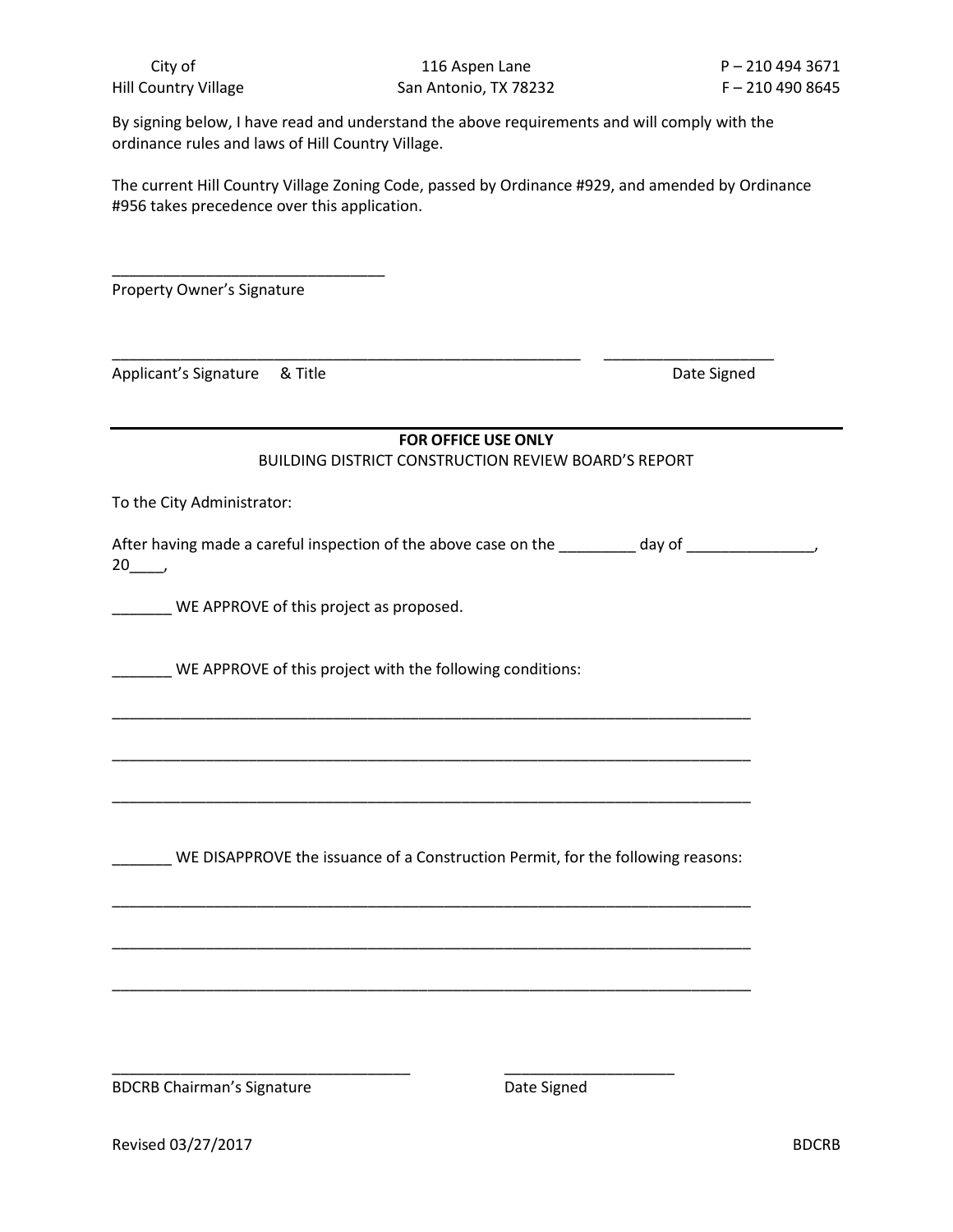By signing below, I have read and understand the above requirements and will comply with the ordinance rules and laws of Hill Country Village.

The current Hill Country Village Zoning Code, passed by Ordinance #929, and amended by Ordinance #956 takes precedence over this application.

________________________________
Property Owner's Signature

________________________________________________________ ____________________
Applicant's Signature & Title Date Signed

---

**FOR OFFICE USE ONLY**

BUILDING DISTRICT CONSTRUCTION REVIEW BOARD'S REPORT

To the City Administrator:

After having made a careful inspection of the above case on the _________ day of _______________, 20____,

_______ WE APPROVE of this project as proposed.

_______ WE APPROVE of this project with the following conditions:

_____________________________________________________________________________

_____________________________________________________________________________

_____________________________________________________________________________

_______ WE DISAPPROVE the issuance of a Construction Permit, for the following reasons:

_____________________________________________________________________________

_____________________________________________________________________________

_____________________________________________________________________________

___________________________________ ____________________
BDCRB Chairman's Signature Date Signed

Revised 03/27/2017 BDCRB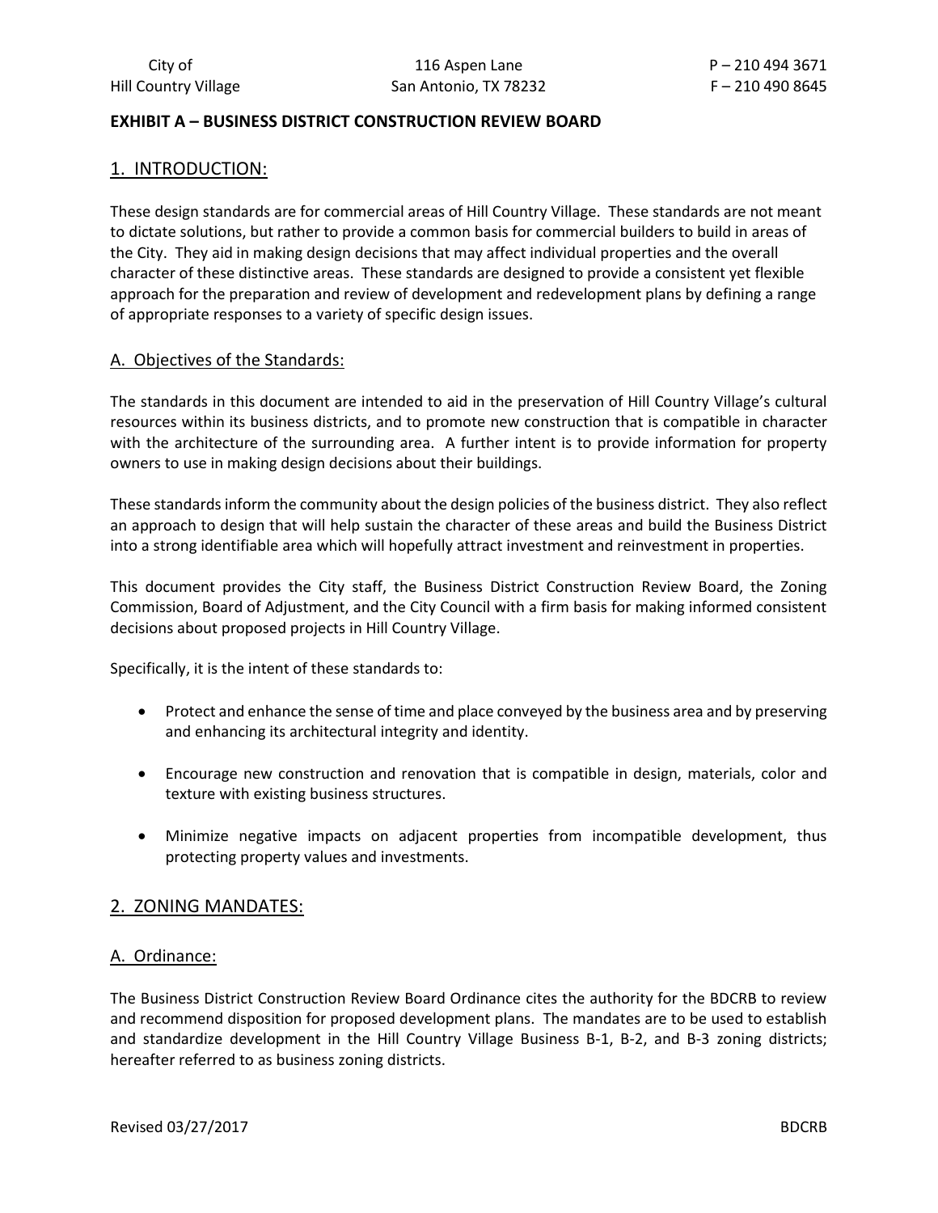**EXHIBIT A – BUSINESS DISTRICT CONSTRUCTION REVIEW BOARD**

## 1. INTRODUCTION:

These design standards are for commercial areas of Hill Country Village. These standards are not meant to dictate solutions, but rather to provide a common basis for commercial builders to build in areas of the City. They aid in making design decisions that may affect individual properties and the overall character of these distinctive areas. These standards are designed to provide a consistent yet flexible approach for the preparation and review of development and redevelopment plans by defining a range of appropriate responses to a variety of specific design issues.

### A. Objectives of the Standards:

The standards in this document are intended to aid in the preservation of Hill Country Village's cultural resources within its business districts, and to promote new construction that is compatible in character with the architecture of the surrounding area. A further intent is to provide information for property owners to use in making design decisions about their buildings.

These standards inform the community about the design policies of the business district. They also reflect an approach to design that will help sustain the character of these areas and build the Business District into a strong identifiable area which will hopefully attract investment and reinvestment in properties.

This document provides the City staff, the Business District Construction Review Board, the Zoning Commission, Board of Adjustment, and the City Council with a firm basis for making informed consistent decisions about proposed projects in Hill Country Village.

Specifically, it is the intent of these standards to:

- Protect and enhance the sense of time and place conveyed by the business area and by preserving and enhancing its architectural integrity and identity.
- Encourage new construction and renovation that is compatible in design, materials, color and texture with existing business structures.
- Minimize negative impacts on adjacent properties from incompatible development, thus protecting property values and investments.

## 2. ZONING MANDATES:

### A. Ordinance:

The Business District Construction Review Board Ordinance cites the authority for the BDCRB to review and recommend disposition for proposed development plans. The mandates are to be used to establish and standardize development in the Hill Country Village Business B-1, B-2, and B-3 zoning districts; hereafter referred to as business zoning districts.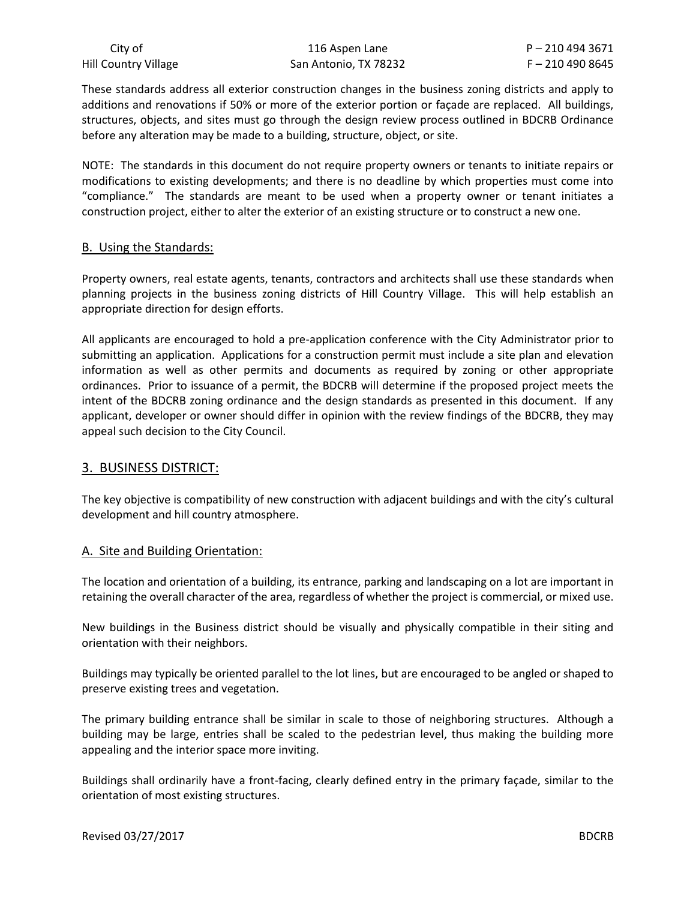These standards address all exterior construction changes in the business zoning districts and apply to additions and renovations if 50% or more of the exterior portion or façade are replaced. All buildings, structures, objects, and sites must go through the design review process outlined in BDCRB Ordinance before any alteration may be made to a building, structure, object, or site.

NOTE: The standards in this document do not require property owners or tenants to initiate repairs or modifications to existing developments; and there is no deadline by which properties must come into "compliance." The standards are meant to be used when a property owner or tenant initiates a construction project, either to alter the exterior of an existing structure or to construct a new one.

### B. Using the Standards:

Property owners, real estate agents, tenants, contractors and architects shall use these standards when planning projects in the business zoning districts of Hill Country Village. This will help establish an appropriate direction for design efforts.

All applicants are encouraged to hold a pre-application conference with the City Administrator prior to submitting an application. Applications for a construction permit must include a site plan and elevation information as well as other permits and documents as required by zoning or other appropriate ordinances. Prior to issuance of a permit, the BDCRB will determine if the proposed project meets the intent of the BDCRB zoning ordinance and the design standards as presented in this document. If any applicant, developer or owner should differ in opinion with the review findings of the BDCRB, they may appeal such decision to the City Council.

## 3. BUSINESS DISTRICT:

The key objective is compatibility of new construction with adjacent buildings and with the city's cultural development and hill country atmosphere.

### A. Site and Building Orientation:

The location and orientation of a building, its entrance, parking and landscaping on a lot are important in retaining the overall character of the area, regardless of whether the project is commercial, or mixed use.

New buildings in the Business district should be visually and physically compatible in their siting and orientation with their neighbors.

Buildings may typically be oriented parallel to the lot lines, but are encouraged to be angled or shaped to preserve existing trees and vegetation.

The primary building entrance shall be similar in scale to those of neighboring structures. Although a building may be large, entries shall be scaled to the pedestrian level, thus making the building more appealing and the interior space more inviting.

Buildings shall ordinarily have a front-facing, clearly defined entry in the primary façade, similar to the orientation of most existing structures.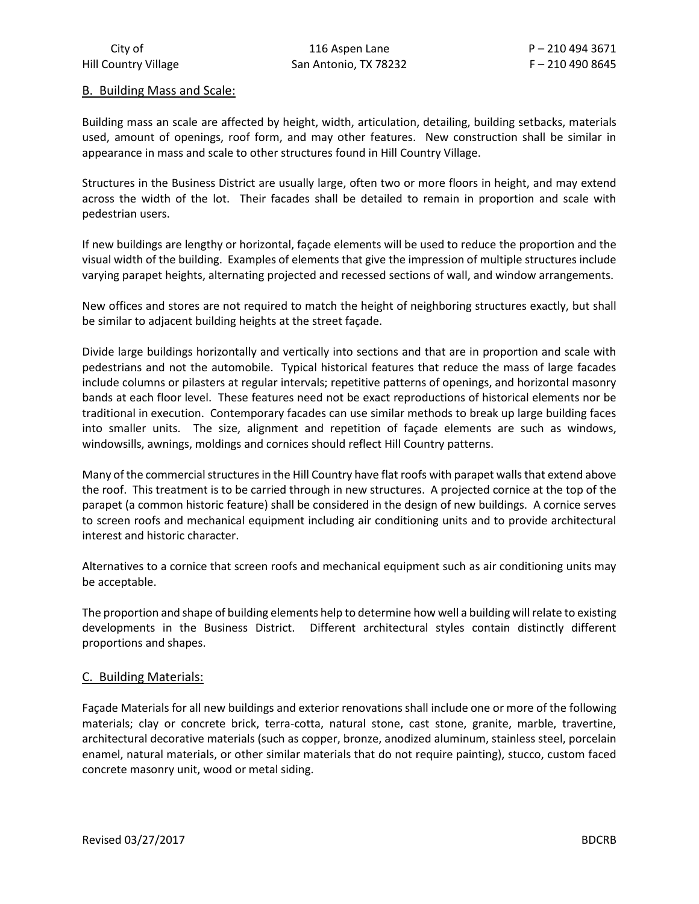## B. Building Mass and Scale:

Building mass an scale are affected by height, width, articulation, detailing, building setbacks, materials used, amount of openings, roof form, and may other features. New construction shall be similar in appearance in mass and scale to other structures found in Hill Country Village.

Structures in the Business District are usually large, often two or more floors in height, and may extend across the width of the lot. Their facades shall be detailed to remain in proportion and scale with pedestrian users.

If new buildings are lengthy or horizontal, façade elements will be used to reduce the proportion and the visual width of the building. Examples of elements that give the impression of multiple structures include varying parapet heights, alternating projected and recessed sections of wall, and window arrangements.

New offices and stores are not required to match the height of neighboring structures exactly, but shall be similar to adjacent building heights at the street façade.

Divide large buildings horizontally and vertically into sections and that are in proportion and scale with pedestrians and not the automobile. Typical historical features that reduce the mass of large facades include columns or pilasters at regular intervals; repetitive patterns of openings, and horizontal masonry bands at each floor level. These features need not be exact reproductions of historical elements nor be traditional in execution. Contemporary facades can use similar methods to break up large building faces into smaller units. The size, alignment and repetition of façade elements are such as windows, windowsills, awnings, moldings and cornices should reflect Hill Country patterns.

Many of the commercial structures in the Hill Country have flat roofs with parapet walls that extend above the roof. This treatment is to be carried through in new structures. A projected cornice at the top of the parapet (a common historic feature) shall be considered in the design of new buildings. A cornice serves to screen roofs and mechanical equipment including air conditioning units and to provide architectural interest and historic character.

Alternatives to a cornice that screen roofs and mechanical equipment such as air conditioning units may be acceptable.

The proportion and shape of building elements help to determine how well a building will relate to existing developments in the Business District. Different architectural styles contain distinctly different proportions and shapes.

## C. Building Materials:

Façade Materials for all new buildings and exterior renovations shall include one or more of the following materials; clay or concrete brick, terra-cotta, natural stone, cast stone, granite, marble, travertine, architectural decorative materials (such as copper, bronze, anodized aluminum, stainless steel, porcelain enamel, natural materials, or other similar materials that do not require painting), stucco, custom faced concrete masonry unit, wood or metal siding.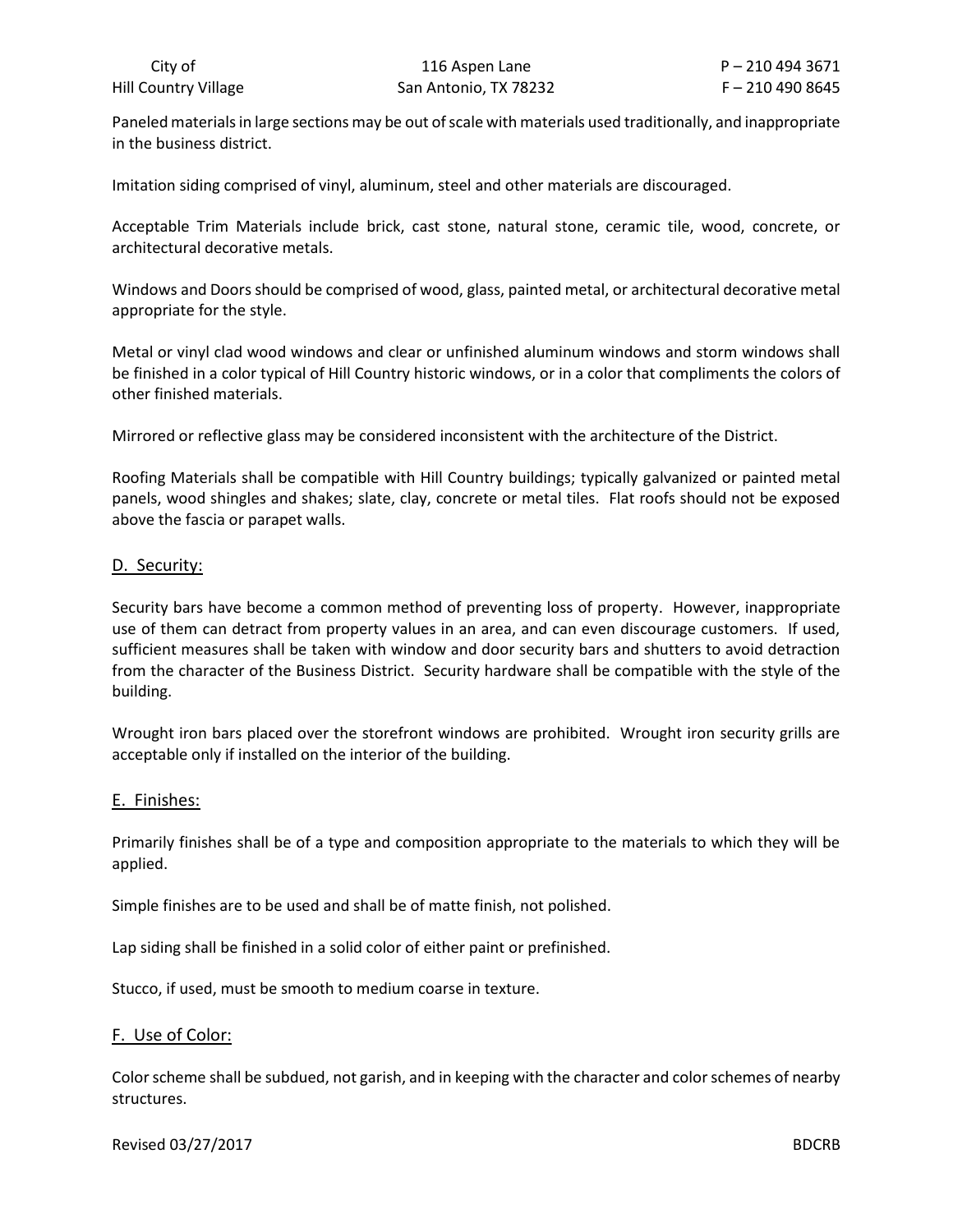Paneled materials in large sections may be out of scale with materials used traditionally, and inappropriate in the business district.

Imitation siding comprised of vinyl, aluminum, steel and other materials are discouraged.

Acceptable Trim Materials include brick, cast stone, natural stone, ceramic tile, wood, concrete, or architectural decorative metals.

Windows and Doors should be comprised of wood, glass, painted metal, or architectural decorative metal appropriate for the style.

Metal or vinyl clad wood windows and clear or unfinished aluminum windows and storm windows shall be finished in a color typical of Hill Country historic windows, or in a color that compliments the colors of other finished materials.

Mirrored or reflective glass may be considered inconsistent with the architecture of the District.

Roofing Materials shall be compatible with Hill Country buildings; typically galvanized or painted metal panels, wood shingles and shakes; slate, clay, concrete or metal tiles. Flat roofs should not be exposed above the fascia or parapet walls.

## D. Security:

Security bars have become a common method of preventing loss of property. However, inappropriate use of them can detract from property values in an area, and can even discourage customers. If used, sufficient measures shall be taken with window and door security bars and shutters to avoid detraction from the character of the Business District. Security hardware shall be compatible with the style of the building.

Wrought iron bars placed over the storefront windows are prohibited. Wrought iron security grills are acceptable only if installed on the interior of the building.

## E. Finishes:

Primarily finishes shall be of a type and composition appropriate to the materials to which they will be applied.

Simple finishes are to be used and shall be of matte finish, not polished.

Lap siding shall be finished in a solid color of either paint or prefinished.

Stucco, if used, must be smooth to medium coarse in texture.

## F. Use of Color:

Color scheme shall be subdued, not garish, and in keeping with the character and color schemes of nearby structures.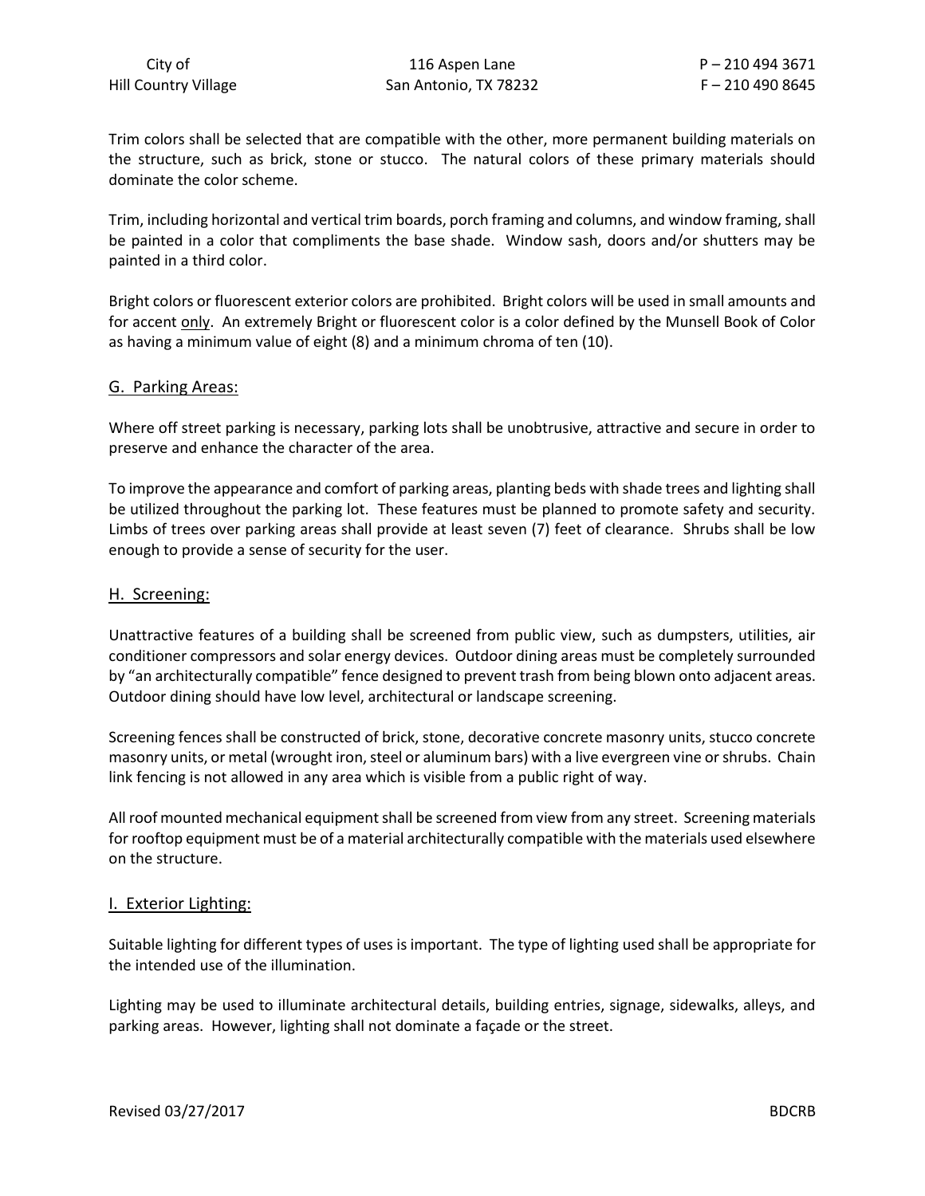Trim colors shall be selected that are compatible with the other, more permanent building materials on the structure, such as brick, stone or stucco. The natural colors of these primary materials should dominate the color scheme.

Trim, including horizontal and vertical trim boards, porch framing and columns, and window framing, shall be painted in a color that compliments the base shade. Window sash, doors and/or shutters may be painted in a third color.

Bright colors or fluorescent exterior colors are prohibited. Bright colors will be used in small amounts and for accent <u>only</u>. An extremely Bright or fluorescent color is a color defined by the Munsell Book of Color as having a minimum value of eight (8) and a minimum chroma of ten (10).

## G. Parking Areas:

Where off street parking is necessary, parking lots shall be unobtrusive, attractive and secure in order to preserve and enhance the character of the area.

To improve the appearance and comfort of parking areas, planting beds with shade trees and lighting shall be utilized throughout the parking lot. These features must be planned to promote safety and security. Limbs of trees over parking areas shall provide at least seven (7) feet of clearance. Shrubs shall be low enough to provide a sense of security for the user.

## H. Screening:

Unattractive features of a building shall be screened from public view, such as dumpsters, utilities, air conditioner compressors and solar energy devices. Outdoor dining areas must be completely surrounded by "an architecturally compatible" fence designed to prevent trash from being blown onto adjacent areas. Outdoor dining should have low level, architectural or landscape screening.

Screening fences shall be constructed of brick, stone, decorative concrete masonry units, stucco concrete masonry units, or metal (wrought iron, steel or aluminum bars) with a live evergreen vine or shrubs. Chain link fencing is not allowed in any area which is visible from a public right of way.

All roof mounted mechanical equipment shall be screened from view from any street. Screening materials for rooftop equipment must be of a material architecturally compatible with the materials used elsewhere on the structure.

## I. Exterior Lighting:

Suitable lighting for different types of uses is important. The type of lighting used shall be appropriate for the intended use of the illumination.

Lighting may be used to illuminate architectural details, building entries, signage, sidewalks, alleys, and parking areas. However, lighting shall not dominate a façade or the street.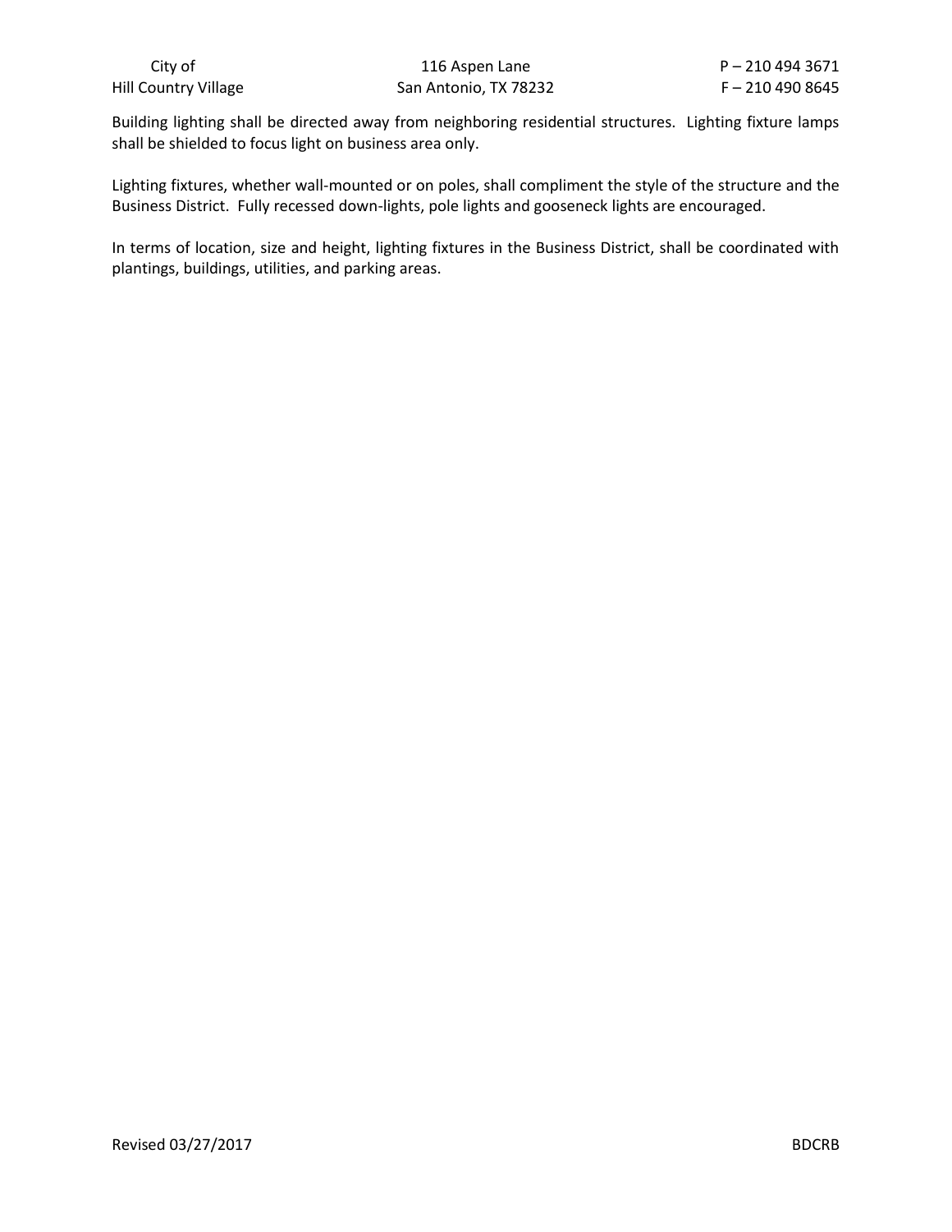Building lighting shall be directed away from neighboring residential structures. Lighting fixture lamps shall be shielded to focus light on business area only.

Lighting fixtures, whether wall-mounted or on poles, shall compliment the style of the structure and the Business District. Fully recessed down-lights, pole lights and gooseneck lights are encouraged.

In terms of location, size and height, lighting fixtures in the Business District, shall be coordinated with plantings, buildings, utilities, and parking areas.